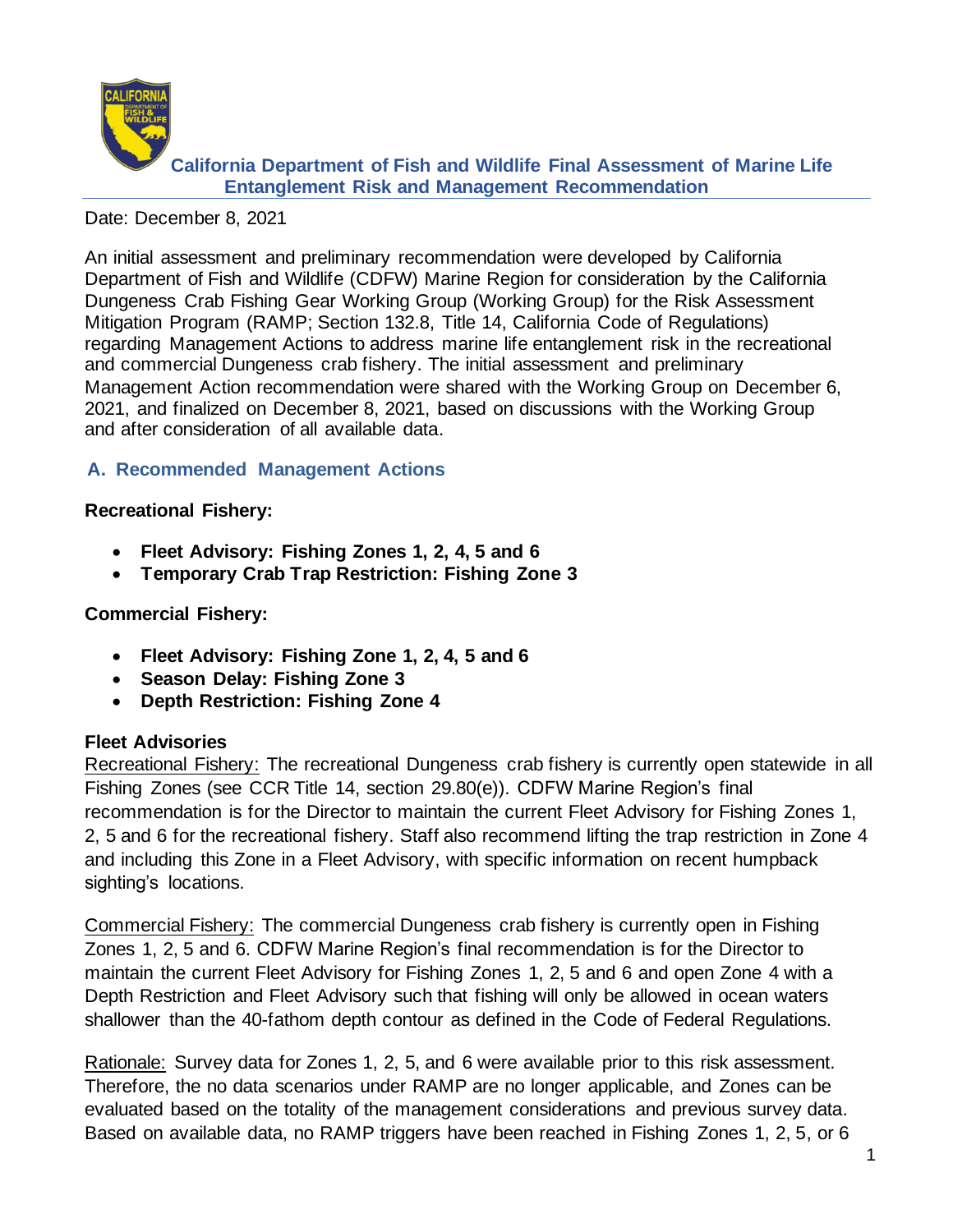# California Department of Fish and Wildlife Final Assessment of Marine Life Entanglement Risk and Management Recommendation

Date: December 8, 2021

An initial assessment and preliminary recommendation were developed by California Department of Fish and Wildlife (CDFW) Marine Region for consideration by the California Dungeness Crab Fishing Gear Working Group (Working Group) for the Risk Assessment Mitigation Program (RAMP; Section 132.8, Title 14, California Code of Regulations) regarding Management Actions to address marine life entanglement risk in the recreational and commercial Dungeness crab fishery. The initial assessment and preliminary Management Action recommendation were shared with the Working Group on December 6, 2021, and finalized on December 8, 2021, based on discussions with the Working Group and after consideration of all available data.

## A. Recommended Management Actions

**Recreational Fishery:**

- **Fleet Advisory: Fishing Zones 1, 2, 4, 5 and 6**
- **Temporary Crab Trap Restriction: Fishing Zone 3**

**Commercial Fishery:**

- **Fleet Advisory: Fishing Zone 1, 2, 4, 5 and 6**
- **Season Delay: Fishing Zone 3**
- **Depth Restriction: Fishing Zone 4**

**Fleet Advisories**

Recreational Fishery: The recreational Dungeness crab fishery is currently open statewide in all Fishing Zones (see CCR Title 14, section 29.80(e)). CDFW Marine Region's final recommendation is for the Director to maintain the current Fleet Advisory for Fishing Zones 1, 2, 5 and 6 for the recreational fishery. Staff also recommend lifting the trap restriction in Zone 4 and including this Zone in a Fleet Advisory, with specific information on recent humpback sighting's locations.

Commercial Fishery: The commercial Dungeness crab fishery is currently open in Fishing Zones 1, 2, 5 and 6. CDFW Marine Region's final recommendation is for the Director to maintain the current Fleet Advisory for Fishing Zones 1, 2, 5 and 6 and open Zone 4 with a Depth Restriction and Fleet Advisory such that fishing will only be allowed in ocean waters shallower than the 40-fathom depth contour as defined in the Code of Federal Regulations.

Rationale: Survey data for Zones 1, 2, 5, and 6 were available prior to this risk assessment. Therefore, the no data scenarios under RAMP are no longer applicable, and Zones can be evaluated based on the totality of the management considerations and previous survey data. Based on available data, no RAMP triggers have been reached in Fishing Zones 1, 2, 5, or 6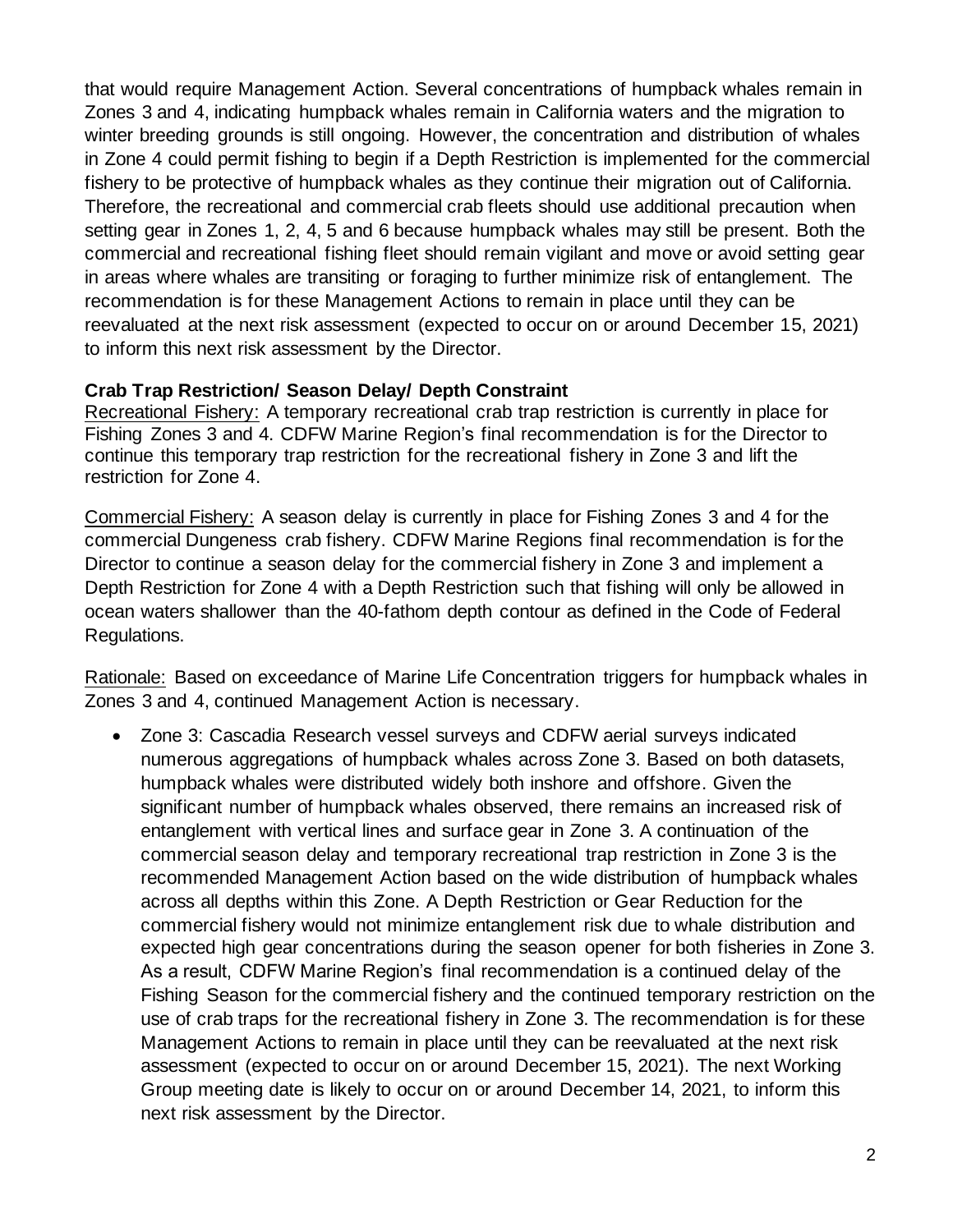that would require Management Action. Several concentrations of humpback whales remain in Zones 3 and 4, indicating humpback whales remain in California waters and the migration to winter breeding grounds is still ongoing. However, the concentration and distribution of whales in Zone 4 could permit fishing to begin if a Depth Restriction is implemented for the commercial fishery to be protective of humpback whales as they continue their migration out of California. Therefore, the recreational and commercial crab fleets should use additional precaution when setting gear in Zones 1, 2, 4, 5 and 6 because humpback whales may still be present. Both the commercial and recreational fishing fleet should remain vigilant and move or avoid setting gear in areas where whales are transiting or foraging to further minimize risk of entanglement. The recommendation is for these Management Actions to remain in place until they can be reevaluated at the next risk assessment (expected to occur on or around December 15, 2021) to inform this next risk assessment by the Director.

**Crab Trap Restriction/ Season Delay/ Depth Constraint**

Recreational Fishery: A temporary recreational crab trap restriction is currently in place for Fishing Zones 3 and 4. CDFW Marine Region's final recommendation is for the Director to continue this temporary trap restriction for the recreational fishery in Zone 3 and lift the restriction for Zone 4.

Commercial Fishery: A season delay is currently in place for Fishing Zones 3 and 4 for the commercial Dungeness crab fishery. CDFW Marine Regions final recommendation is for the Director to continue a season delay for the commercial fishery in Zone 3 and implement a Depth Restriction for Zone 4 with a Depth Restriction such that fishing will only be allowed in ocean waters shallower than the 40-fathom depth contour as defined in the Code of Federal Regulations.

Rationale: Based on exceedance of Marine Life Concentration triggers for humpback whales in Zones 3 and 4, continued Management Action is necessary.

- Zone 3: Cascadia Research vessel surveys and CDFW aerial surveys indicated numerous aggregations of humpback whales across Zone 3. Based on both datasets, humpback whales were distributed widely both inshore and offshore. Given the significant number of humpback whales observed, there remains an increased risk of entanglement with vertical lines and surface gear in Zone 3. A continuation of the commercial season delay and temporary recreational trap restriction in Zone 3 is the recommended Management Action based on the wide distribution of humpback whales across all depths within this Zone. A Depth Restriction or Gear Reduction for the commercial fishery would not minimize entanglement risk due to whale distribution and expected high gear concentrations during the season opener for both fisheries in Zone 3. As a result, CDFW Marine Region's final recommendation is a continued delay of the Fishing Season for the commercial fishery and the continued temporary restriction on the use of crab traps for the recreational fishery in Zone 3. The recommendation is for these Management Actions to remain in place until they can be reevaluated at the next risk assessment (expected to occur on or around December 15, 2021). The next Working Group meeting date is likely to occur on or around December 14, 2021, to inform this next risk assessment by the Director.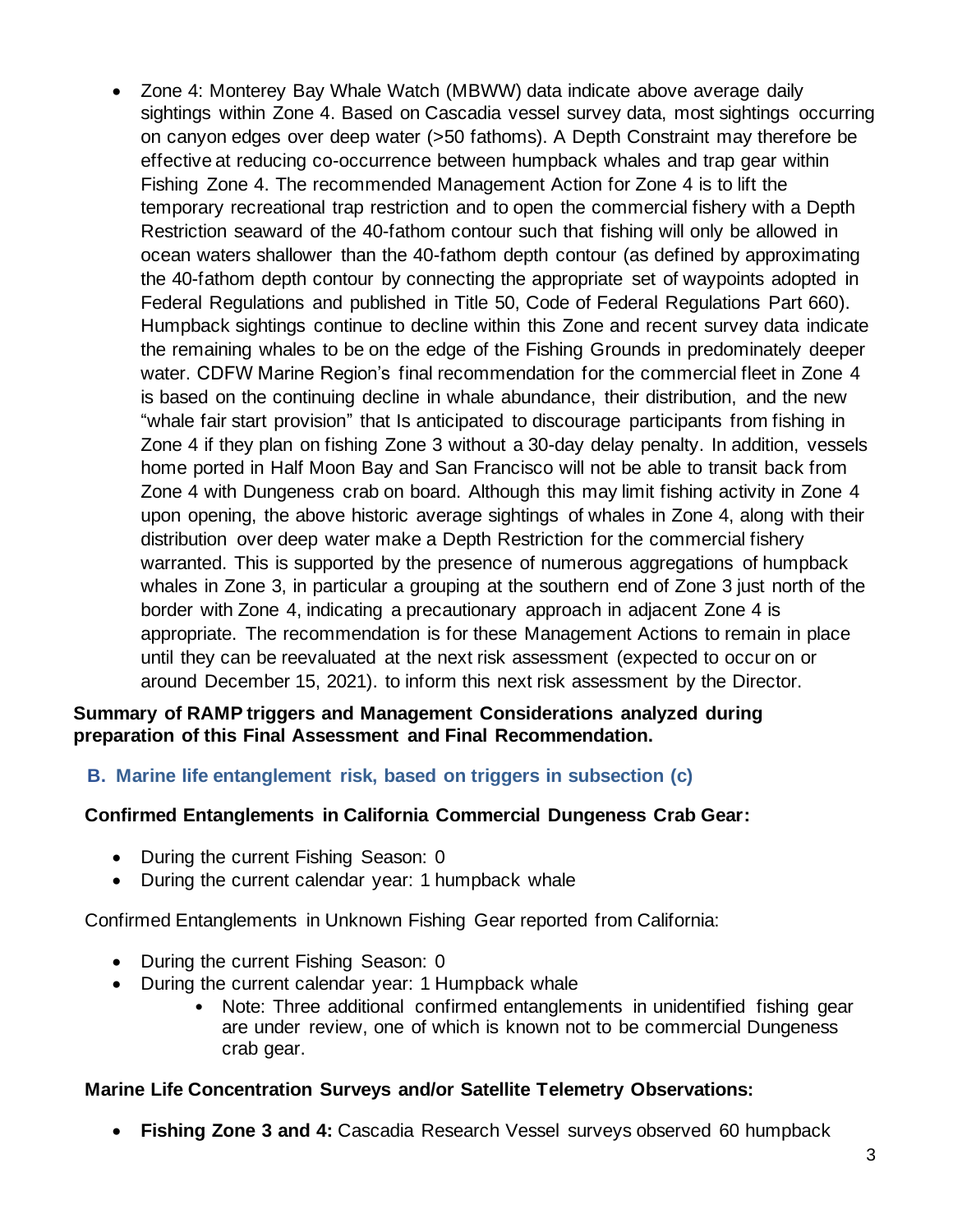- Zone 4: Monterey Bay Whale Watch (MBWW) data indicate above average daily sightings within Zone 4. Based on Cascadia vessel survey data, most sightings occurring on canyon edges over deep water (>50 fathoms). A Depth Constraint may therefore be effective at reducing co-occurrence between humpback whales and trap gear within Fishing Zone 4. The recommended Management Action for Zone 4 is to lift the temporary recreational trap restriction and to open the commercial fishery with a Depth Restriction seaward of the 40-fathom contour such that fishing will only be allowed in ocean waters shallower than the 40-fathom depth contour (as defined by approximating the 40-fathom depth contour by connecting the appropriate set of waypoints adopted in Federal Regulations and published in Title 50, Code of Federal Regulations Part 660). Humpback sightings continue to decline within this Zone and recent survey data indicate the remaining whales to be on the edge of the Fishing Grounds in predominately deeper water. CDFW Marine Region's final recommendation for the commercial fleet in Zone 4 is based on the continuing decline in whale abundance, their distribution, and the new "whale fair start provision" that Is anticipated to discourage participants from fishing in Zone 4 if they plan on fishing Zone 3 without a 30-day delay penalty. In addition, vessels home ported in Half Moon Bay and San Francisco will not be able to transit back from Zone 4 with Dungeness crab on board. Although this may limit fishing activity in Zone 4 upon opening, the above historic average sightings of whales in Zone 4, along with their distribution over deep water make a Depth Restriction for the commercial fishery warranted. This is supported by the presence of numerous aggregations of humpback whales in Zone 3, in particular a grouping at the southern end of Zone 3 just north of the border with Zone 4, indicating a precautionary approach in adjacent Zone 4 is appropriate. The recommendation is for these Management Actions to remain in place until they can be reevaluated at the next risk assessment (expected to occur on or around December 15, 2021). to inform this next risk assessment by the Director.

**Summary of RAMP triggers and Management Considerations analyzed during preparation of this Final Assessment and Final Recommendation.**

## B. Marine life entanglement risk, based on triggers in subsection (c)

**Confirmed Entanglements in California Commercial Dungeness Crab Gear:**

- During the current Fishing Season: 0
- During the current calendar year: 1 humpback whale

Confirmed Entanglements in Unknown Fishing Gear reported from California:

- During the current Fishing Season: 0
- During the current calendar year: 1 Humpback whale
  - Note: Three additional confirmed entanglements in unidentified fishing gear are under review, one of which is known not to be commercial Dungeness crab gear.

**Marine Life Concentration Surveys and/or Satellite Telemetry Observations:**

- **Fishing Zone 3 and 4:** Cascadia Research Vessel surveys observed 60 humpback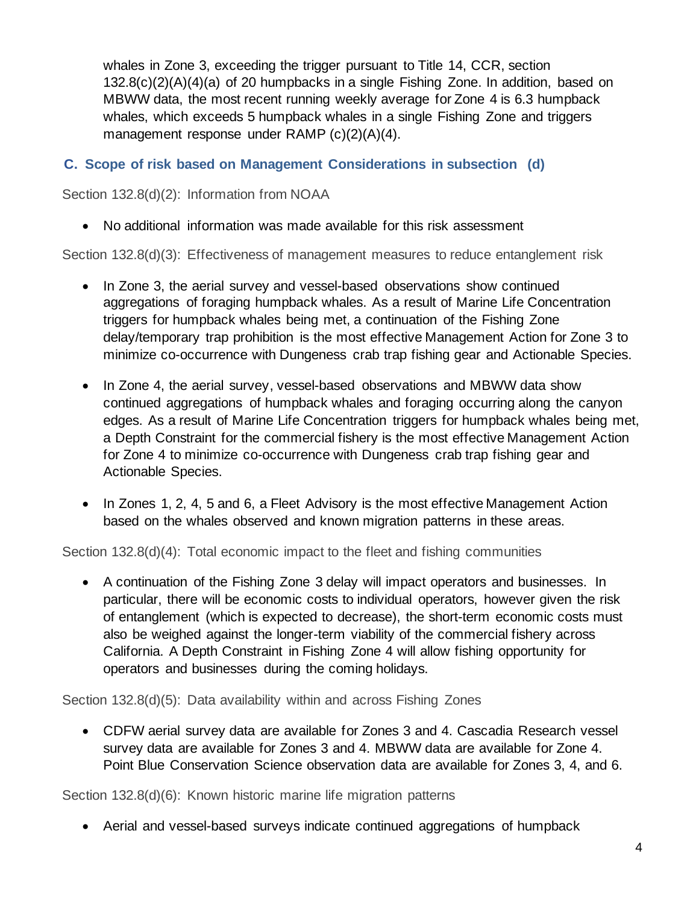whales in Zone 3, exceeding the trigger pursuant to Title 14, CCR, section 132.8(c)(2)(A)(4)(a) of 20 humpbacks in a single Fishing Zone. In addition, based on MBWW data, the most recent running weekly average for Zone 4 is 6.3 humpback whales, which exceeds 5 humpback whales in a single Fishing Zone and triggers management response under RAMP (c)(2)(A)(4).

## C. Scope of risk based on Management Considerations in subsection (d)

Section 132.8(d)(2): Information from NOAA

- No additional information was made available for this risk assessment

Section 132.8(d)(3): Effectiveness of management measures to reduce entanglement risk

- In Zone 3, the aerial survey and vessel-based observations show continued aggregations of foraging humpback whales. As a result of Marine Life Concentration triggers for humpback whales being met, a continuation of the Fishing Zone delay/temporary trap prohibition is the most effective Management Action for Zone 3 to minimize co-occurrence with Dungeness crab trap fishing gear and Actionable Species.
- In Zone 4, the aerial survey, vessel-based observations and MBWW data show continued aggregations of humpback whales and foraging occurring along the canyon edges. As a result of Marine Life Concentration triggers for humpback whales being met, a Depth Constraint for the commercial fishery is the most effective Management Action for Zone 4 to minimize co-occurrence with Dungeness crab trap fishing gear and Actionable Species.
- In Zones 1, 2, 4, 5 and 6, a Fleet Advisory is the most effective Management Action based on the whales observed and known migration patterns in these areas.

Section 132.8(d)(4): Total economic impact to the fleet and fishing communities

- A continuation of the Fishing Zone 3 delay will impact operators and businesses. In particular, there will be economic costs to individual operators, however given the risk of entanglement (which is expected to decrease), the short-term economic costs must also be weighed against the longer-term viability of the commercial fishery across California. A Depth Constraint in Fishing Zone 4 will allow fishing opportunity for operators and businesses during the coming holidays.

Section 132.8(d)(5): Data availability within and across Fishing Zones

- CDFW aerial survey data are available for Zones 3 and 4. Cascadia Research vessel survey data are available for Zones 3 and 4. MBWW data are available for Zone 4. Point Blue Conservation Science observation data are available for Zones 3, 4, and 6.

Section 132.8(d)(6): Known historic marine life migration patterns

- Aerial and vessel-based surveys indicate continued aggregations of humpback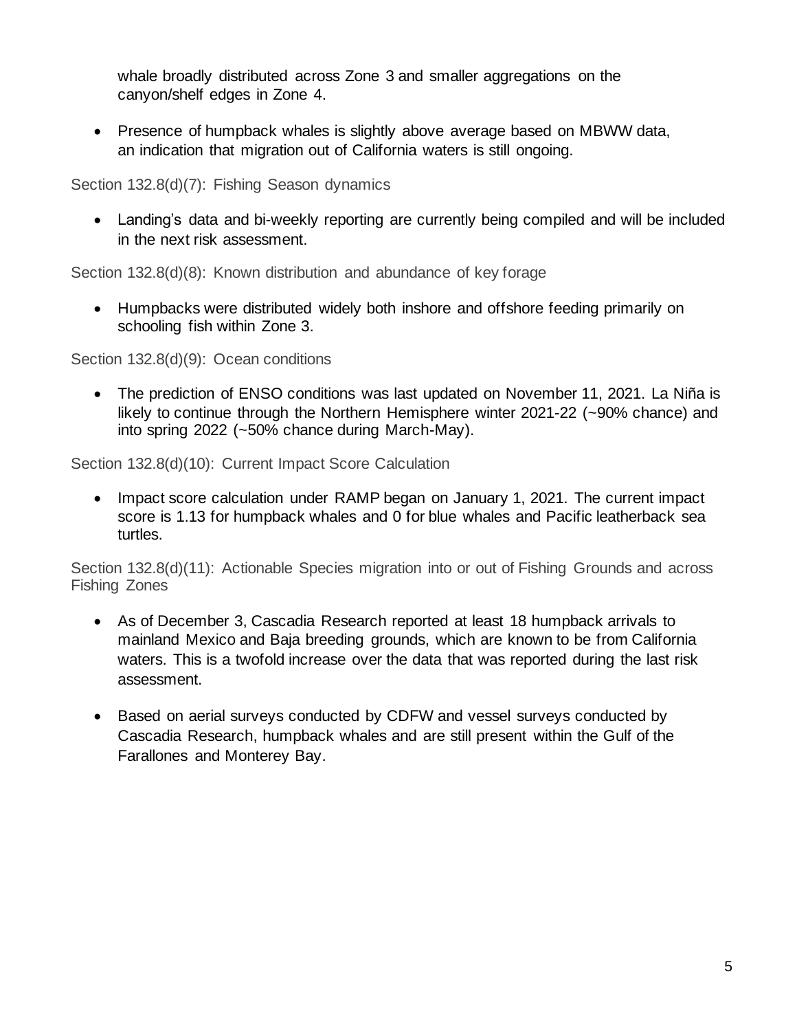whale broadly distributed across Zone 3 and smaller aggregations on the canyon/shelf edges in Zone 4.

- Presence of humpback whales is slightly above average based on MBWW data, an indication that migration out of California waters is still ongoing.

Section 132.8(d)(7): Fishing Season dynamics

- Landing's data and bi-weekly reporting are currently being compiled and will be included in the next risk assessment.

Section 132.8(d)(8): Known distribution and abundance of key forage

- Humpbacks were distributed widely both inshore and offshore feeding primarily on schooling fish within Zone 3.

Section 132.8(d)(9): Ocean conditions

- The prediction of ENSO conditions was last updated on November 11, 2021. La Niña is likely to continue through the Northern Hemisphere winter 2021-22 (~90% chance) and into spring 2022 (~50% chance during March-May).

Section 132.8(d)(10): Current Impact Score Calculation

- Impact score calculation under RAMP began on January 1, 2021. The current impact score is 1.13 for humpback whales and 0 for blue whales and Pacific leatherback sea turtles.

Section 132.8(d)(11): Actionable Species migration into or out of Fishing Grounds and across Fishing Zones

- As of December 3, Cascadia Research reported at least 18 humpback arrivals to mainland Mexico and Baja breeding grounds, which are known to be from California waters. This is a twofold increase over the data that was reported during the last risk assessment.
- Based on aerial surveys conducted by CDFW and vessel surveys conducted by Cascadia Research, humpback whales and are still present within the Gulf of the Farallones and Monterey Bay.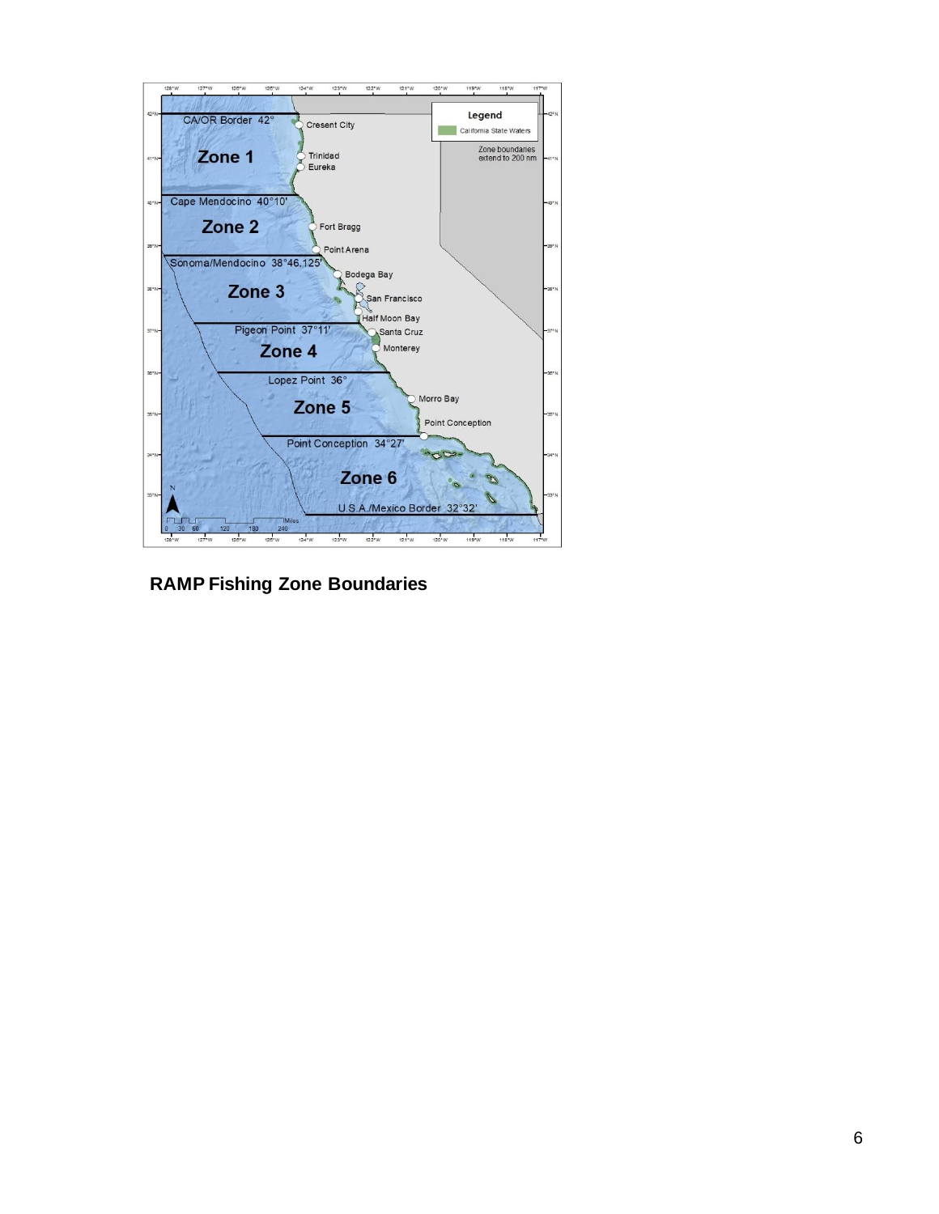Legend

California State Waters

Zone boundaries extend to 200 nm

CA/OR Border 42°

Cresent City

Trinidad

Eureka

Zone 1

Cape Mendocino 40°10'

Zone 2

Fort Bragg

Point Arena

Sonoma/Mendocino 38°46.125'

Bodega Bay

Zone 3

San Francisco

Half Moon Bay

Pigeon Point 37°11'

Santa Cruz

Zone 4

Monterey

Lopez Point 36°

Morro Bay

Zone 5

Point Conception

Point Conception 34°27'

Zone 6

U.S.A./Mexico Border 32°32'

N

0 30 60 120 180 240 Miles

**RAMP Fishing Zone Boundaries**